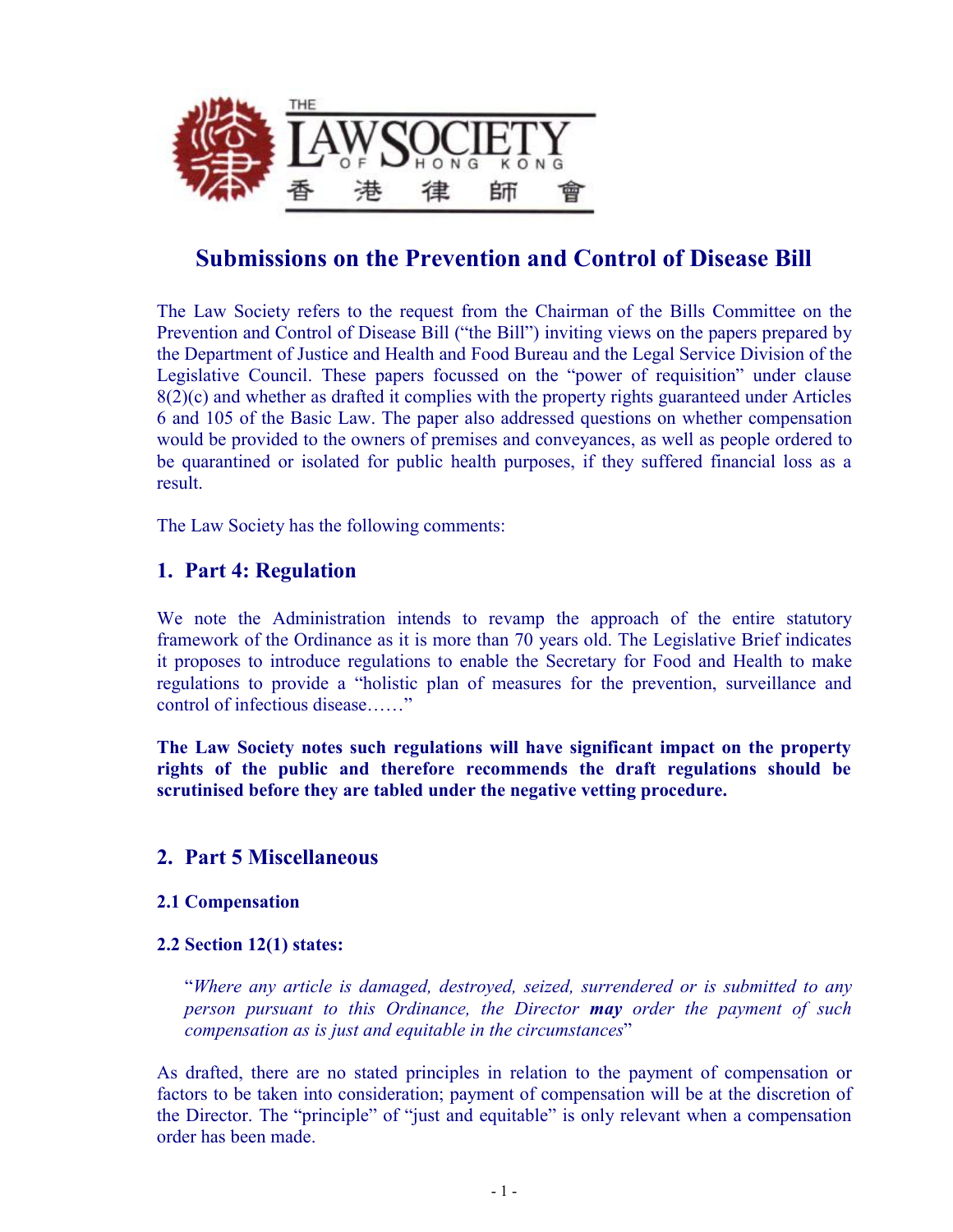# Submissions on the Prevention and Control of Disease Bill

The Law Society refers to the request from the Chairman of the Bills Committee on the Prevention and Control of Disease Bill ("the Bill") inviting views on the papers prepared by the Department of Justice and Health and Food Bureau and the Legal Service Division of the Legislative Council. These papers focussed on the "power of requisition" under clause 8(2)(c) and whether as drafted it complies with the property rights guaranteed under Articles 6 and 105 of the Basic Law. The paper also addressed questions on whether compensation would be provided to the owners of premises and conveyances, as well as people ordered to be quarantined or isolated for public health purposes, if they suffered financial loss as a result.

The Law Society has the following comments:

## 1. Part 4: Regulation

We note the Administration intends to revamp the approach of the entire statutory framework of the Ordinance as it is more than 70 years old. The Legislative Brief indicates it proposes to introduce regulations to enable the Secretary for Food and Health to make regulations to provide a "holistic plan of measures for the prevention, surveillance and control of infectious disease……"

**The Law Society notes such regulations will have significant impact on the property rights of the public and therefore recommends the draft regulations should be scrutinised before they are tabled under the negative vetting procedure.**

## 2. Part 5 Miscellaneous

### 2.1 Compensation

### 2.2 Section 12(1) states:

> "*Where any article is damaged, destroyed, seized, surrendered or is submitted to any person pursuant to this Ordinance, the Director **may** order the payment of such compensation as is just and equitable in the circumstances*"

As drafted, there are no stated principles in relation to the payment of compensation or factors to be taken into consideration; payment of compensation will be at the discretion of the Director. The "principle" of "just and equitable" is only relevant when a compensation order has been made.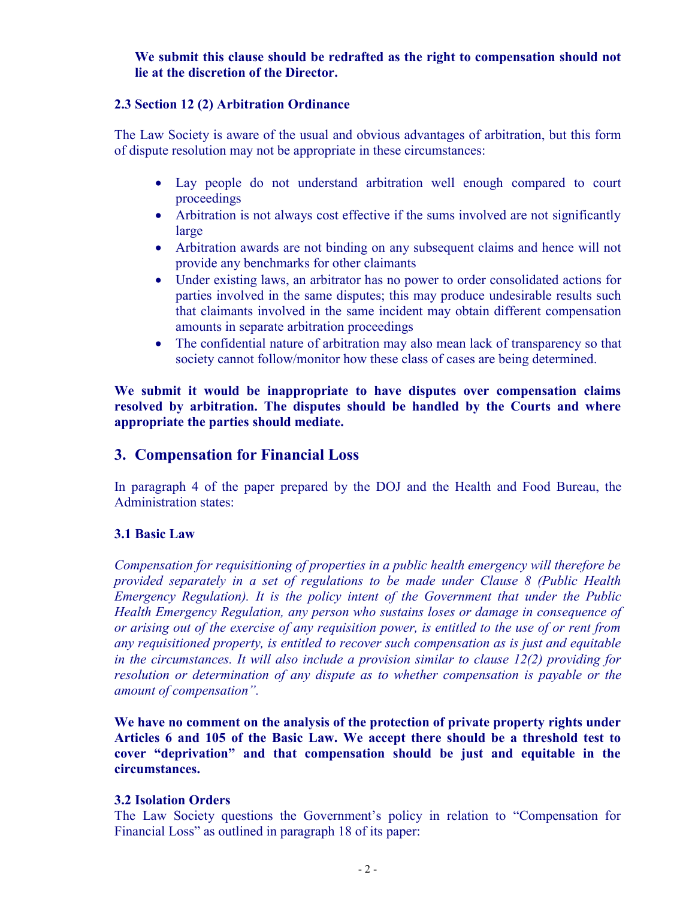**We submit this clause should be redrafted as the right to compensation should not lie at the discretion of the Director.**

### 2.3 Section 12 (2) Arbitration Ordinance

The Law Society is aware of the usual and obvious advantages of arbitration, but this form of dispute resolution may not be appropriate in these circumstances:

- Lay people do not understand arbitration well enough compared to court proceedings
- Arbitration is not always cost effective if the sums involved are not significantly large
- Arbitration awards are not binding on any subsequent claims and hence will not provide any benchmarks for other claimants
- Under existing laws, an arbitrator has no power to order consolidated actions for parties involved in the same disputes; this may produce undesirable results such that claimants involved in the same incident may obtain different compensation amounts in separate arbitration proceedings
- The confidential nature of arbitration may also mean lack of transparency so that society cannot follow/monitor how these class of cases are being determined.

**We submit it would be inappropriate to have disputes over compensation claims resolved by arbitration. The disputes should be handled by the Courts and where appropriate the parties should mediate.**

## 3. Compensation for Financial Loss

In paragraph 4 of the paper prepared by the DOJ and the Health and Food Bureau, the Administration states:

### 3.1 Basic Law

*Compensation for requisitioning of properties in a public health emergency will therefore be provided separately in a set of regulations to be made under Clause 8 (Public Health Emergency Regulation). It is the policy intent of the Government that under the Public Health Emergency Regulation, any person who sustains loses or damage in consequence of or arising out of the exercise of any requisition power, is entitled to the use of or rent from any requisitioned property, is entitled to recover such compensation as is just and equitable in the circumstances. It will also include a provision similar to clause 12(2) providing for resolution or determination of any dispute as to whether compensation is payable or the amount of compensation".*

**We have no comment on the analysis of the protection of private property rights under Articles 6 and 105 of the Basic Law. We accept there should be a threshold test to cover "deprivation" and that compensation should be just and equitable in the circumstances.**

### 3.2 Isolation Orders

The Law Society questions the Government's policy in relation to "Compensation for Financial Loss" as outlined in paragraph 18 of its paper: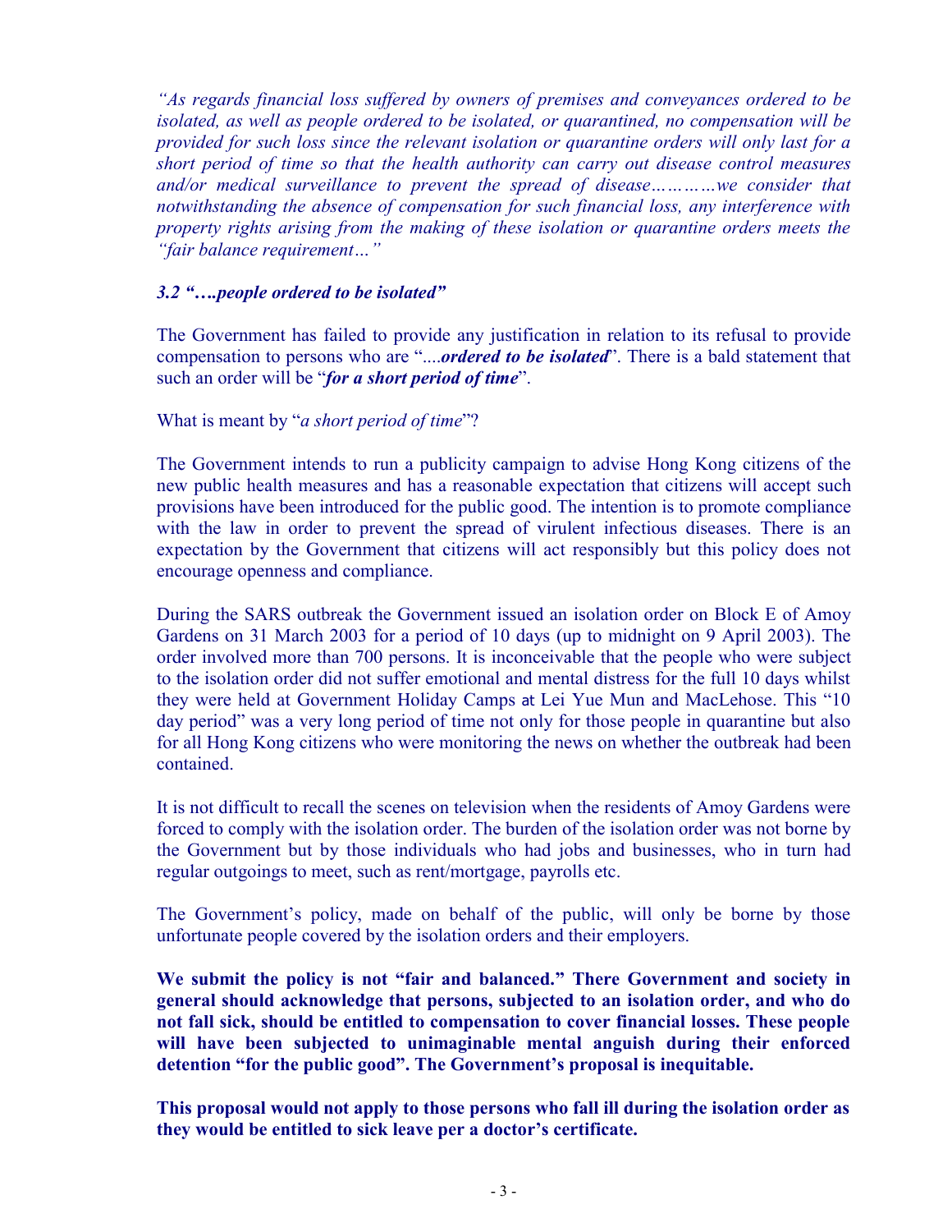*"As regards financial loss suffered by owners of premises and conveyances ordered to be isolated, as well as people ordered to be isolated, or quarantined, no compensation will be provided for such loss since the relevant isolation or quarantine orders will only last for a short period of time so that the health authority can carry out disease control measures and/or medical surveillance to prevent the spread of disease…………we consider that notwithstanding the absence of compensation for such financial loss, any interference with property rights arising from the making of these isolation or quarantine orders meets the "fair balance requirement…"*

### *3.2 "….people ordered to be isolated"*

The Government has failed to provide any justification in relation to its refusal to provide compensation to persons who are "....***ordered to be isolated***". There is a bald statement that such an order will be "***for a short period of time***".

What is meant by "*a short period of time*"?

The Government intends to run a publicity campaign to advise Hong Kong citizens of the new public health measures and has a reasonable expectation that citizens will accept such provisions have been introduced for the public good. The intention is to promote compliance with the law in order to prevent the spread of virulent infectious diseases. There is an expectation by the Government that citizens will act responsibly but this policy does not encourage openness and compliance.

During the SARS outbreak the Government issued an isolation order on Block E of Amoy Gardens on 31 March 2003 for a period of 10 days (up to midnight on 9 April 2003). The order involved more than 700 persons. It is inconceivable that the people who were subject to the isolation order did not suffer emotional and mental distress for the full 10 days whilst they were held at Government Holiday Camps at Lei Yue Mun and MacLehose. This "10 day period" was a very long period of time not only for those people in quarantine but also for all Hong Kong citizens who were monitoring the news on whether the outbreak had been contained.

It is not difficult to recall the scenes on television when the residents of Amoy Gardens were forced to comply with the isolation order. The burden of the isolation order was not borne by the Government but by those individuals who had jobs and businesses, who in turn had regular outgoings to meet, such as rent/mortgage, payrolls etc.

The Government's policy, made on behalf of the public, will only be borne by those unfortunate people covered by the isolation orders and their employers.

**We submit the policy is not "fair and balanced." There Government and society in general should acknowledge that persons, subjected to an isolation order, and who do not fall sick, should be entitled to compensation to cover financial losses. These people will have been subjected to unimaginable mental anguish during their enforced detention "for the public good". The Government's proposal is inequitable.**

**This proposal would not apply to those persons who fall ill during the isolation order as they would be entitled to sick leave per a doctor's certificate.**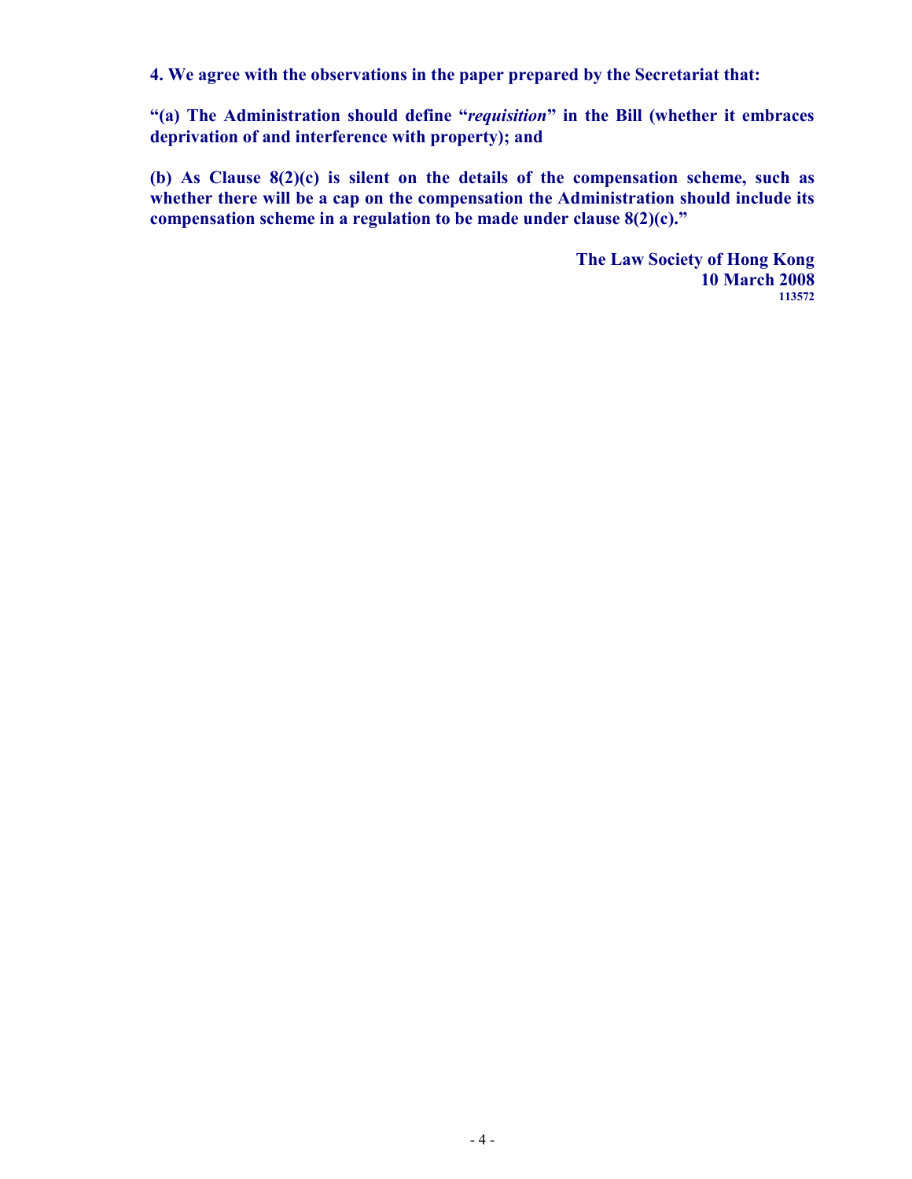**4. We agree with the observations in the paper prepared by the Secretariat that:**

**"(a) The Administration should define "*requisition*" in the Bill (whether it embraces deprivation of and interference with property); and**

**(b) As Clause 8(2)(c) is silent on the details of the compensation scheme, such as whether there will be a cap on the compensation the Administration should include its compensation scheme in a regulation to be made under clause 8(2)(c)."**

**The Law Society of Hong Kong**
**10 March 2008**
**113572**